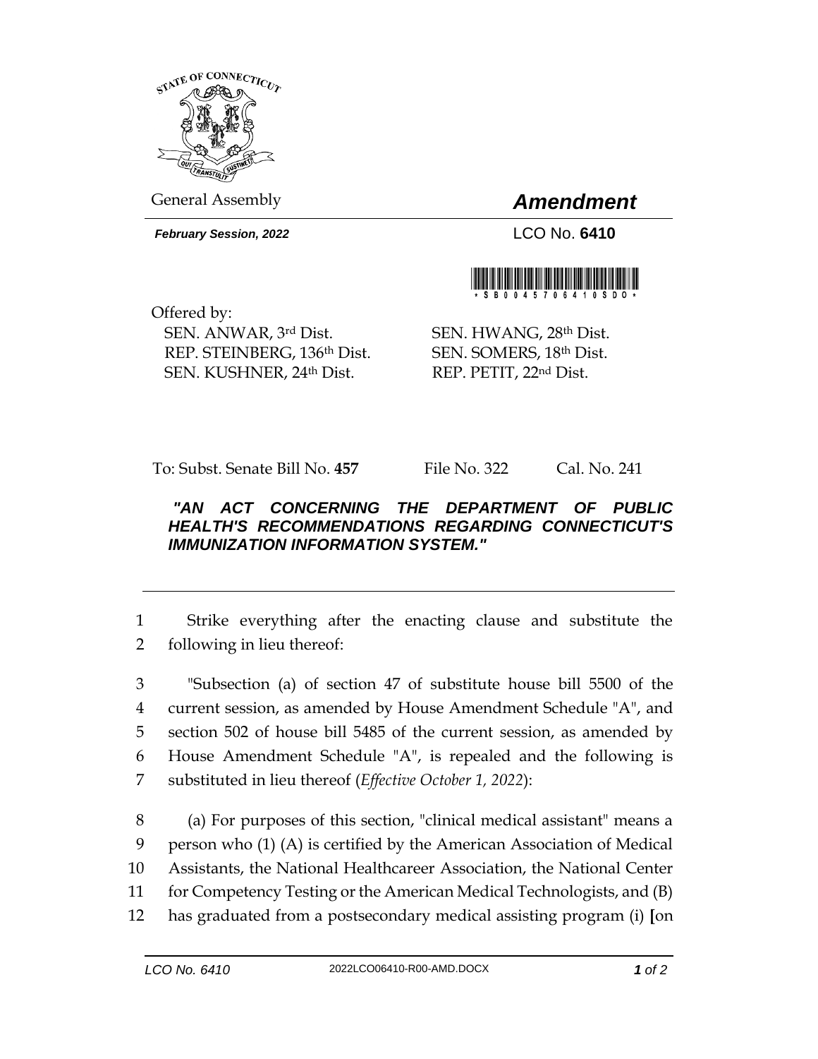General Assembly

# *Amendment*

***February Session, 2022***

LCO No. **6410**

\* S B 0 0 4 5 7 0 6 4 1 0 S D O \*

Offered by:

SEN. ANWAR, 3rd Dist.
REP. STEINBERG, 136th Dist.
SEN. KUSHNER, 24th Dist.
SEN. HWANG, 28th Dist.
SEN. SOMERS, 18th Dist.
REP. PETIT, 22nd Dist.

To: Subst. Senate Bill No. **457** File No. 322 Cal. No. 241

***"AN ACT CONCERNING THE DEPARTMENT OF PUBLIC HEALTH'S RECOMMENDATIONS REGARDING CONNECTICUT'S IMMUNIZATION INFORMATION SYSTEM."***

1 Strike everything after the enacting clause and substitute the
2 following in lieu thereof:

3 "Subsection (a) of section 47 of substitute house bill 5500 of the
4 current session, as amended by House Amendment Schedule "A", and
5 section 502 of house bill 5485 of the current session, as amended by
6 House Amendment Schedule "A", is repealed and the following is
7 substituted in lieu thereof (*Effective October 1, 2022*):

8 (a) For purposes of this section, "clinical medical assistant" means a
9 person who (1) (A) is certified by the American Association of Medical
10 Assistants, the National Healthcareer Association, the National Center
11 for Competency Testing or the American Medical Technologists, and (B)
12 has graduated from a postsecondary medical assisting program (i) **[**on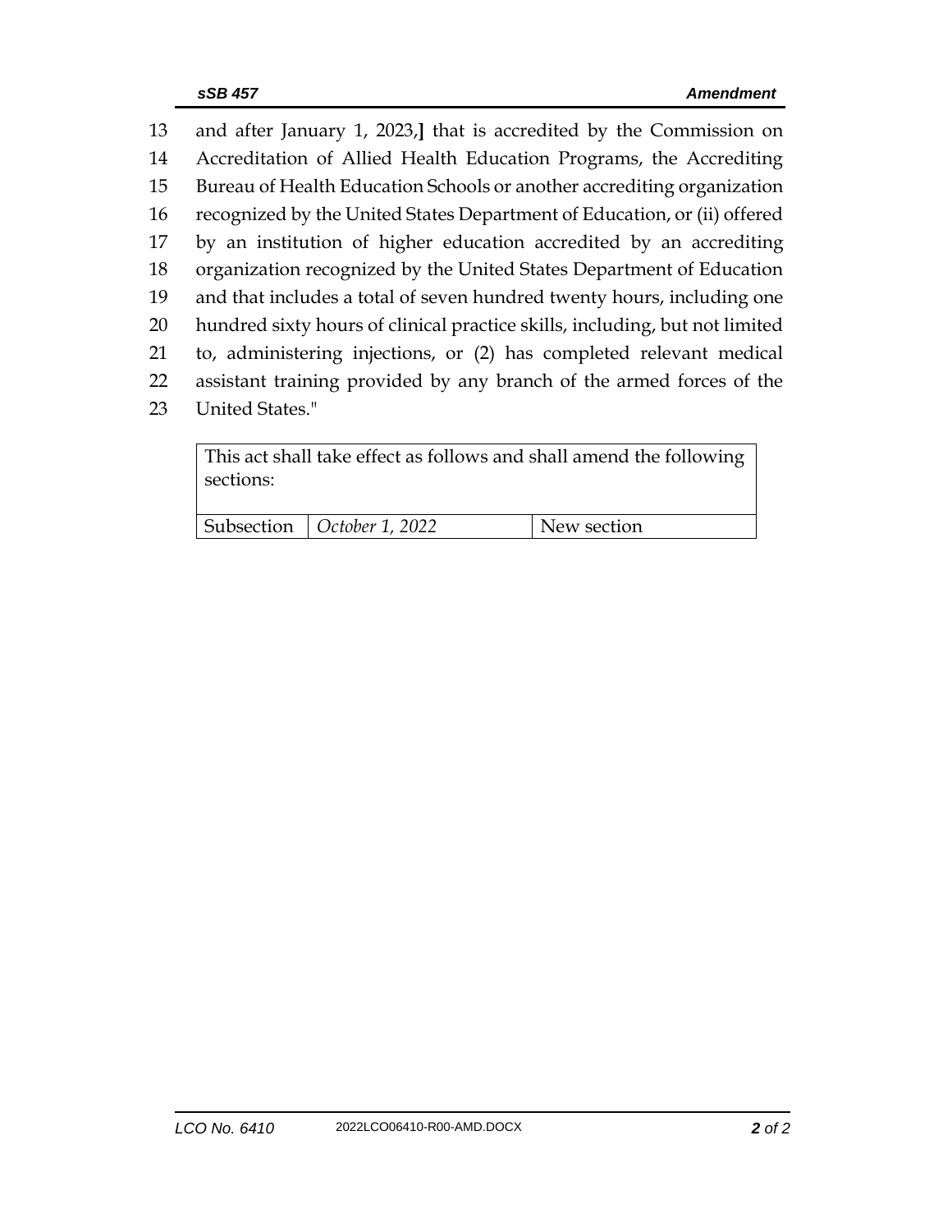13 and after January 1, 2023,**]** that is accredited by the Commission on
14 Accreditation of Allied Health Education Programs, the Accrediting
15 Bureau of Health Education Schools or another accrediting organization
16 recognized by the United States Department of Education, or (ii) offered
17 by an institution of higher education accredited by an accrediting
18 organization recognized by the United States Department of Education
19 and that includes a total of seven hundred twenty hours, including one
20 hundred sixty hours of clinical practice skills, including, but not limited
21 to, administering injections, or (2) has completed relevant medical
22 assistant training provided by any branch of the armed forces of the
23 United States."

| This act shall take effect as follows and shall amend the following sections: | | |
|---|---|---|
| Subsection | *October 1, 2022* | New section |